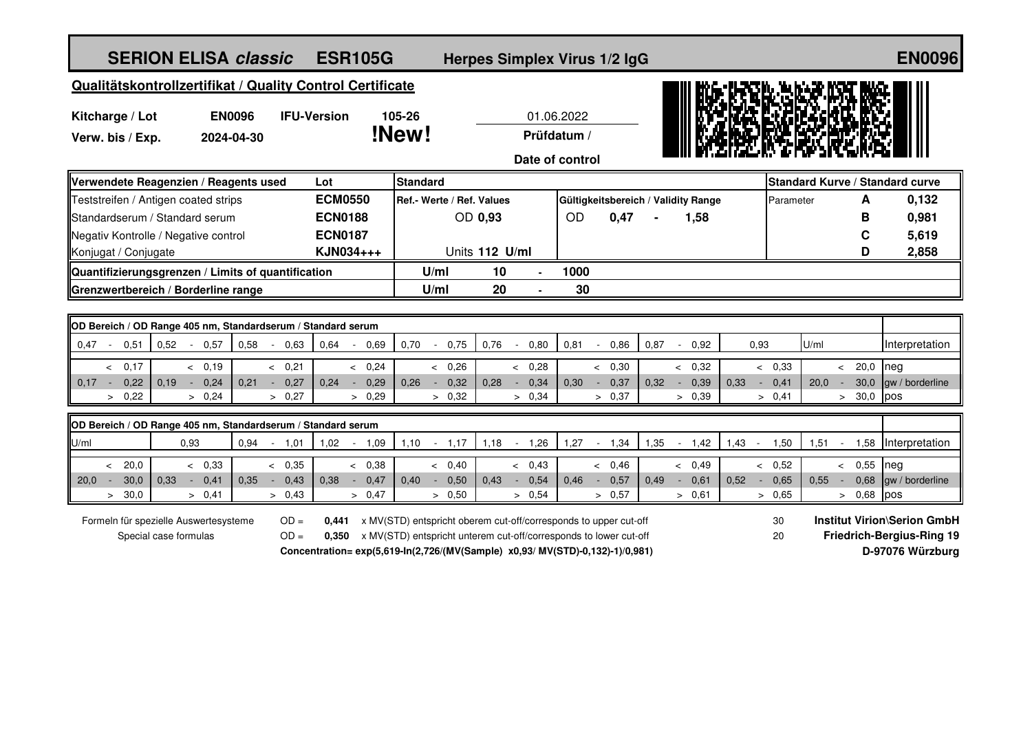# SERION ELISA *classic* ESR105G Herpes Simplex Virus 1/2 IgG EN0096

## Qualitätskontrollzertifikat / Quality Control Certificate

**Kitcharge / Lot** **EN0096** **IFU-Version** **105-26** **!New!**

**Verw. bis / Exp.** **2024-04-30**

01.06.2022
**Prüfdatum / Date of control**

| Verwendete Reagenzien / Reagents used | Lot | Standard | | | Standard Kurve / Standard curve | | |
|---|---|---|---|---|---|---|---|
| Teststreifen / Antigen coated strips | **ECM0550** | Ref.- Werte / Ref. Values | Gültigkeitsbereich / Validity Range | | Parameter | A | 0,132 |
| Standardserum / Standard serum | **ECN0188** | OD **0,93** | OD **0,47** - **1,58** | | | B | 0,981 |
| Negativ Kontrolle / Negative control | **ECN0187** | | | | | C | 5,619 |
| Konjugat / Conjugate | **KJN034+++** | Units **112 U/ml** | | | | D | 2,858 |
| **Quantifizierungsgrenzen / Limits of quantification** | | U/ml | 10 - 1000 | | | | |
| **Grenzwertbereich / Borderline range** | | U/ml | 20 - 30 | | | | |

| OD Bereich / OD Range 405 nm, Standardserum / Standard serum | | | | | | | | | | |
|---|---|---|---|---|---|---|---|---|---|---|
| 0,47 - 0,51 | 0,52 - 0,57 | 0,58 - 0,63 | 0,64 - 0,69 | 0,70 - 0,75 | 0,76 - 0,80 | 0,81 - 0,86 | 0,87 - 0,92 | 0,93 | U/ml | Interpretation |
| < 0,17 | < 0,19 | < 0,21 | < 0,24 | < 0,26 | < 0,28 | < 0,30 | < 0,32 | < 0,33 | < 20,0 | neg |
| 0,17 - 0,22 | 0,19 - 0,24 | 0,21 - 0,27 | 0,24 - 0,29 | 0,26 - 0,32 | 0,28 - 0,34 | 0,30 - 0,37 | 0,32 - 0,39 | 0,33 - 0,41 | 20,0 - 30,0 | gw / borderline |
| > 0,22 | > 0,24 | > 0,27 | > 0,29 | > 0,32 | > 0,34 | > 0,37 | > 0,39 | > 0,41 | > 30,0 | pos |

| OD Bereich / OD Range 405 nm, Standardserum / Standard serum | | | | | | | | | | |
|---|---|---|---|---|---|---|---|---|---|---|
| U/ml | 0,93 | 0,94 - 1,01 | 1,02 - 1,09 | 1,10 - 1,17 | 1,18 - 1,26 | 1,27 - 1,34 | 1,35 - 1,42 | 1,43 - 1,50 | 1,51 - 1,58 | Interpretation |
| < 20,0 | < 0,33 | < 0,35 | < 0,38 | < 0,40 | < 0,43 | < 0,46 | < 0,49 | < 0,52 | < 0,55 | neg |
| 20,0 - 30,0 | 0,33 - 0,41 | 0,35 - 0,43 | 0,38 - 0,47 | 0,40 - 0,50 | 0,43 - 0,54 | 0,46 - 0,57 | 0,49 - 0,61 | 0,52 - 0,65 | 0,55 - 0,68 | gw / borderline |
| > 30,0 | > 0,41 | > 0,43 | > 0,47 | > 0,50 | > 0,54 | > 0,57 | > 0,61 | > 0,65 | > 0,68 | pos |

Formeln für spezielle Auswertesysteme / Special case formulas

OD = **0,441** x MV(STD) entspricht oberem cut-off/corresponds to upper cut-off 30

OD = **0,350** x MV(STD) entspricht unterem cut-off/corresponds to lower cut-off 20

**Concentration= exp(5,619-ln(2,726/(MV(Sample) x0,93/ MV(STD)-0,132)-1)/0,981)**

**Institut Virion\Serion GmbH**
**Friedrich-Bergius-Ring 19**
**D-97076 Würzburg**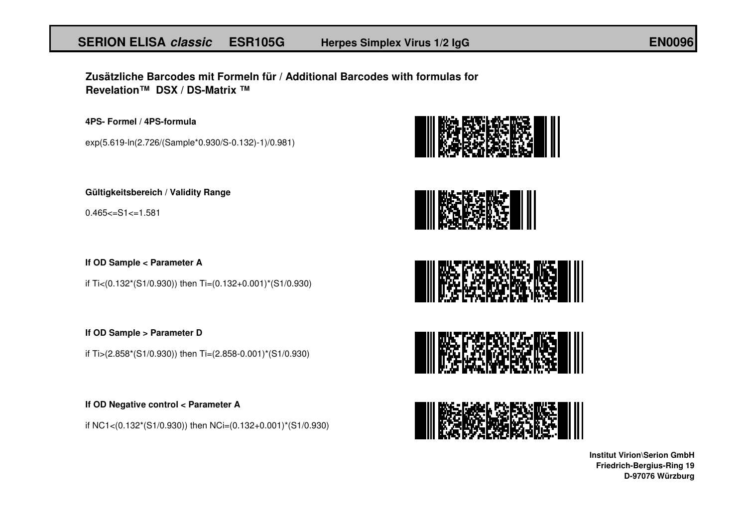# SERION ELISA *classic* ESR105G Herpes Simplex Virus 1/2 IgG EN0096

**Zusätzliche Barcodes mit Formeln für / Additional Barcodes with formulas for Revelation™ DSX / DS-Matrix ™**

**4PS- Formel / 4PS-formula**

exp(5.619-ln(2.726/(Sample*0.930/S-0.132)-1)/0.981)

**Gültigkeitsbereich / Validity Range**

0.465<=S1<=1.581

**If OD Sample < Parameter A**

if Ti<(0.132*(S1/0.930)) then Ti=(0.132+0.001)*(S1/0.930)

**If OD Sample > Parameter D**

if Ti>(2.858*(S1/0.930)) then Ti=(2.858-0.001)*(S1/0.930)

**If OD Negative control < Parameter A**

if NC1<(0.132*(S1/0.930)) then NCi=(0.132+0.001)*(S1/0.930)

**Institut Virion\Serion GmbH**
**Friedrich-Bergius-Ring 19**
**D-97076 Würzburg**